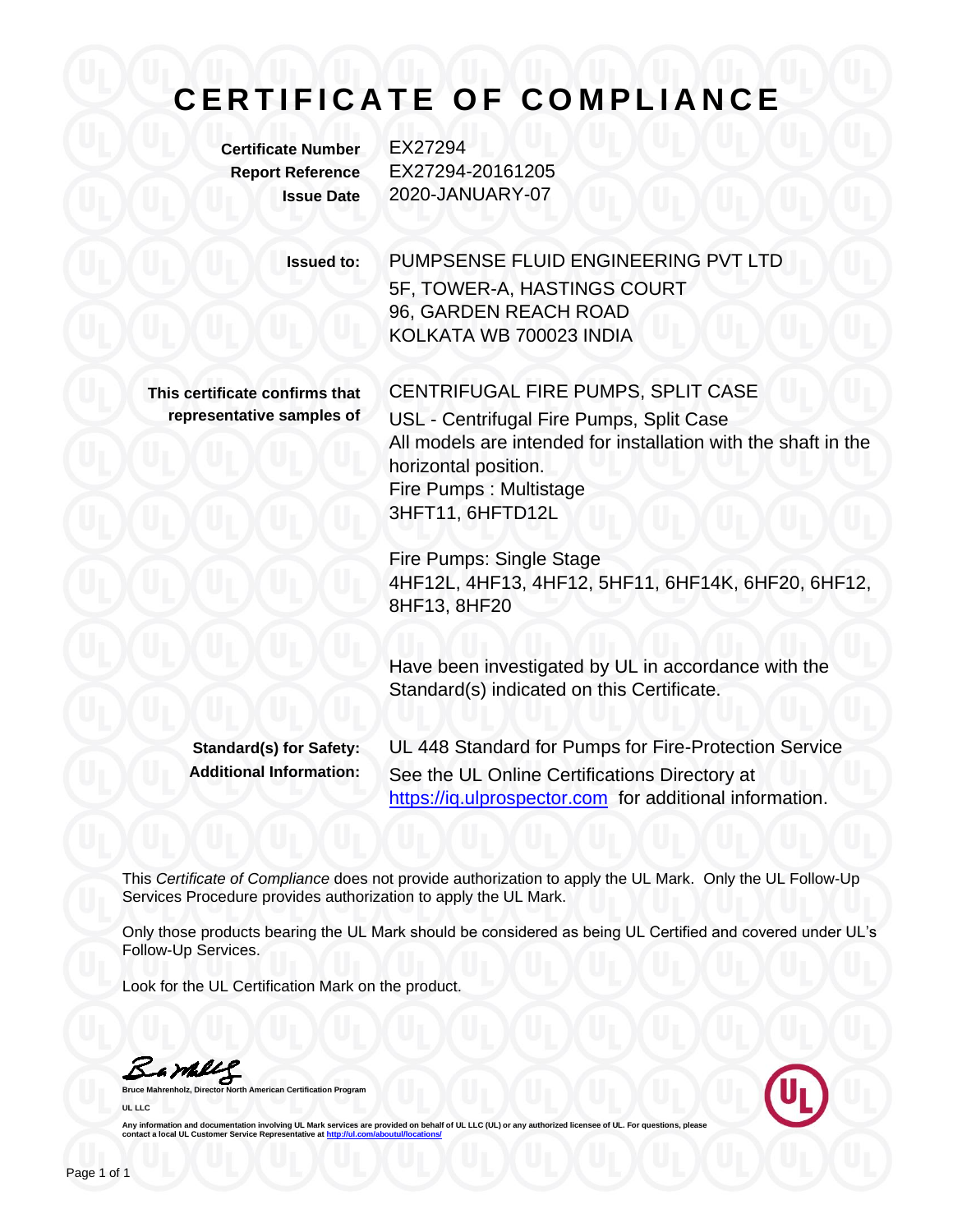# CERTIFICATE OF COMPLIANCE

**Certificate Number** EX27294
**Report Reference** EX27294-20161205
**Issue Date** 2020-JANUARY-07

**Issued to:** PUMPSENSE FLUID ENGINEERING PVT LTD
5F, TOWER-A, HASTINGS COURT
96, GARDEN REACH ROAD
KOLKATA WB 700023 INDIA

**This certificate confirms that representative samples of**

CENTRIFUGAL FIRE PUMPS, SPLIT CASE
USL - Centrifugal Fire Pumps, Split Case
All models are intended for installation with the shaft in the horizontal position.
Fire Pumps : Multistage
3HFT11, 6HFTD12L

Fire Pumps: Single Stage
4HF12L, 4HF13, 4HF12, 5HF11, 6HF14K, 6HF20, 6HF12, 8HF13, 8HF20

Have been investigated by UL in accordance with the Standard(s) indicated on this Certificate.

**Standard(s) for Safety:** UL 448 Standard for Pumps for Fire-Protection Service
**Additional Information:** See the UL Online Certifications Directory at https://iq.ulprospector.com for additional information.

This *Certificate of Compliance* does not provide authorization to apply the UL Mark. Only the UL Follow-Up Services Procedure provides authorization to apply the UL Mark.

Only those products bearing the UL Mark should be considered as being UL Certified and covered under UL's Follow-Up Services.

Look for the UL Certification Mark on the product.

**Bruce Mahrenholz, Director North American Certification Program**
**UL LLC**

**Any information and documentation involving UL Mark services are provided on behalf of UL LLC (UL) or any authorized licensee of UL. For questions, please contact a local UL Customer Service Representative at http://ul.com/aboutul/locations/**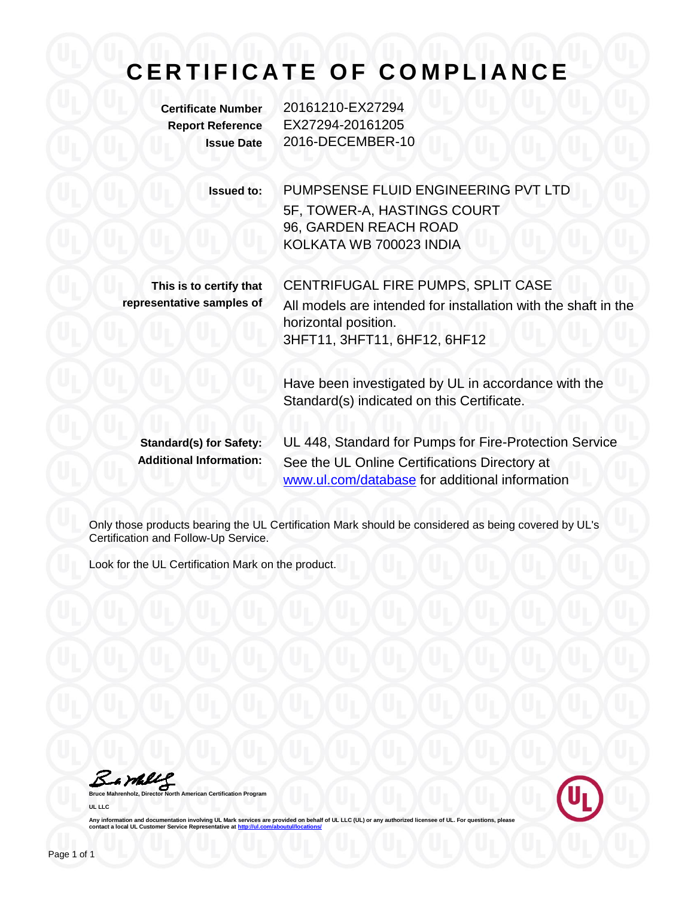# CERTIFICATE OF COMPLIANCE

**Certificate Number** 20161210-EX27294
**Report Reference** EX27294-20161205
**Issue Date** 2016-DECEMBER-10

**Issued to:** PUMPSENSE FLUID ENGINEERING PVT LTD
5F, TOWER-A, HASTINGS COURT
96, GARDEN REACH ROAD
KOLKATA WB 700023 INDIA

**This is to certify that representative samples of** CENTRIFUGAL FIRE PUMPS, SPLIT CASE
All models are intended for installation with the shaft in the horizontal position.
3HFT11, 3HFT11, 6HF12, 6HF12

Have been investigated by UL in accordance with the Standard(s) indicated on this Certificate.

**Standard(s) for Safety:** UL 448, Standard for Pumps for Fire-Protection Service
**Additional Information:** See the UL Online Certifications Directory at www.ul.com/database for additional information

Only those products bearing the UL Certification Mark should be considered as being covered by UL's Certification and Follow-Up Service.

Look for the UL Certification Mark on the product.

**Bruce Mahrenholz, Director North American Certification Program**
**UL LLC**

Any information and documentation involving UL Mark services are provided on behalf of UL LLC (UL) or any authorized licensee of UL. For questions, please contact a local UL Customer Service Representative at http://ul.com/aboutul/locations/